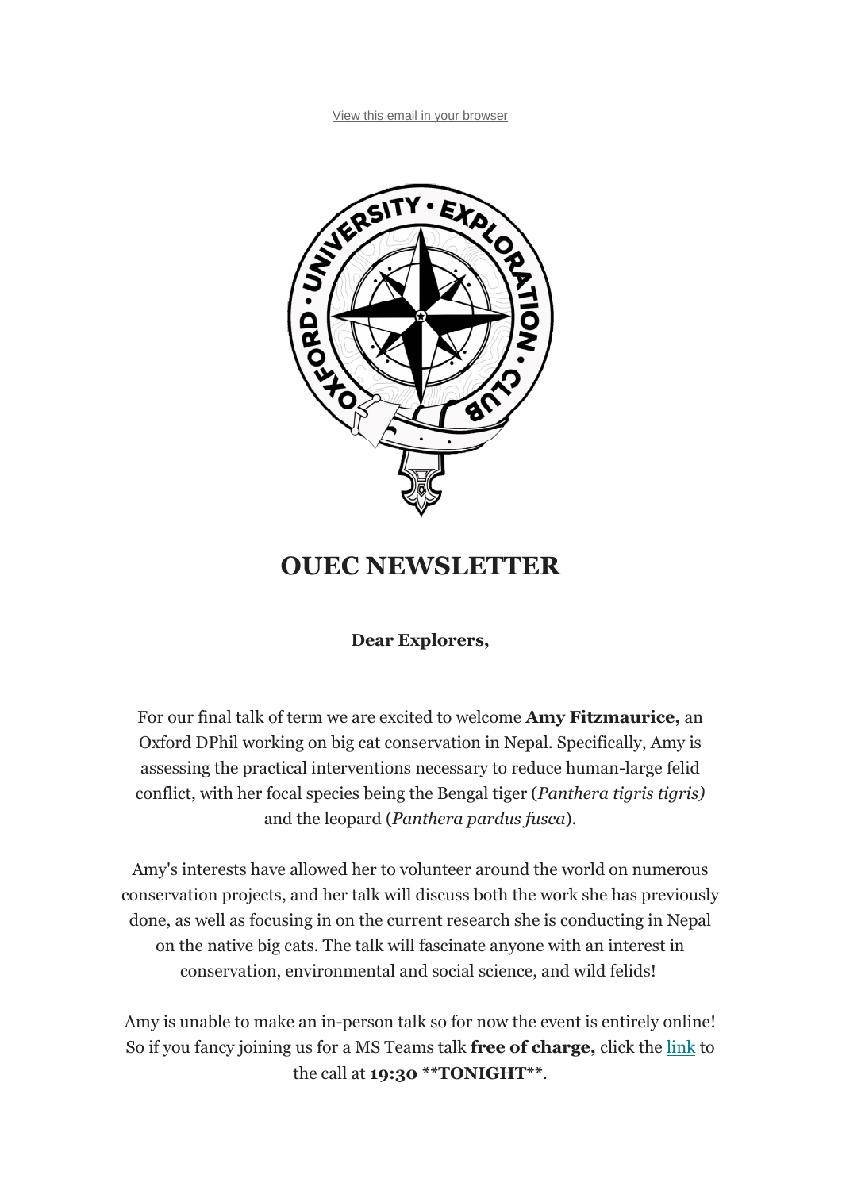View this email in your browser

# OUEC NEWSLETTER

**Dear Explorers,**

For our final talk of term we are excited to welcome **Amy Fitzmaurice,** an Oxford DPhil working on big cat conservation in Nepal. Specifically, Amy is assessing the practical interventions necessary to reduce human-large felid conflict, with her focal species being the Bengal tiger (*Panthera tigris tigris)* and the leopard (*Panthera pardus fusca*).

Amy's interests have allowed her to volunteer around the world on numerous conservation projects, and her talk will discuss both the work she has previously done, as well as focusing in on the current research she is conducting in Nepal on the native big cats. The talk will fascinate anyone with an interest in conservation, environmental and social science, and wild felids!

Amy is unable to make an in-person talk so for now the event is entirely online! So if you fancy joining us for a MS Teams talk **free of charge,** click the link to the call at **19:30 **TONIGHT****.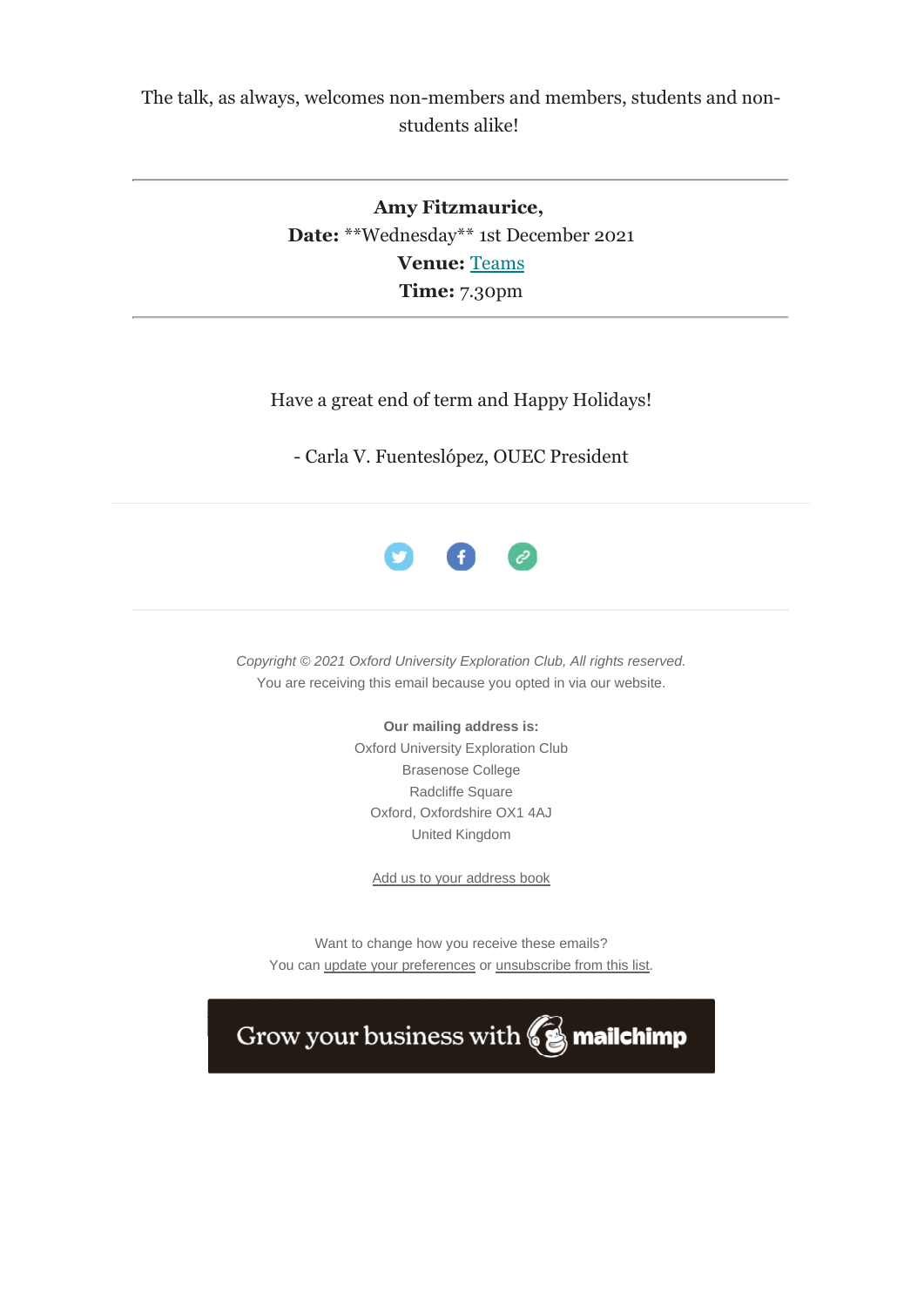The talk, as always, welcomes non-members and members, students and non-students alike!

---

**Amy Fitzmaurice,**
**Date:** **Wednesday** 1st December 2021
**Venue:** Teams
**Time:** 7.30pm

---

Have a great end of term and Happy Holidays!

- Carla V. Fuenteslópez, OUEC President

---

*Copyright © 2021 Oxford University Exploration Club, All rights reserved.*
You are receiving this email because you opted in via our website.

**Our mailing address is:**
Oxford University Exploration Club
Brasenose College
Radcliffe Square
Oxford, Oxfordshire OX1 4AJ
United Kingdom

Add us to your address book

Want to change how you receive these emails?
You can update your preferences or unsubscribe from this list.

Grow your business with mailchimp